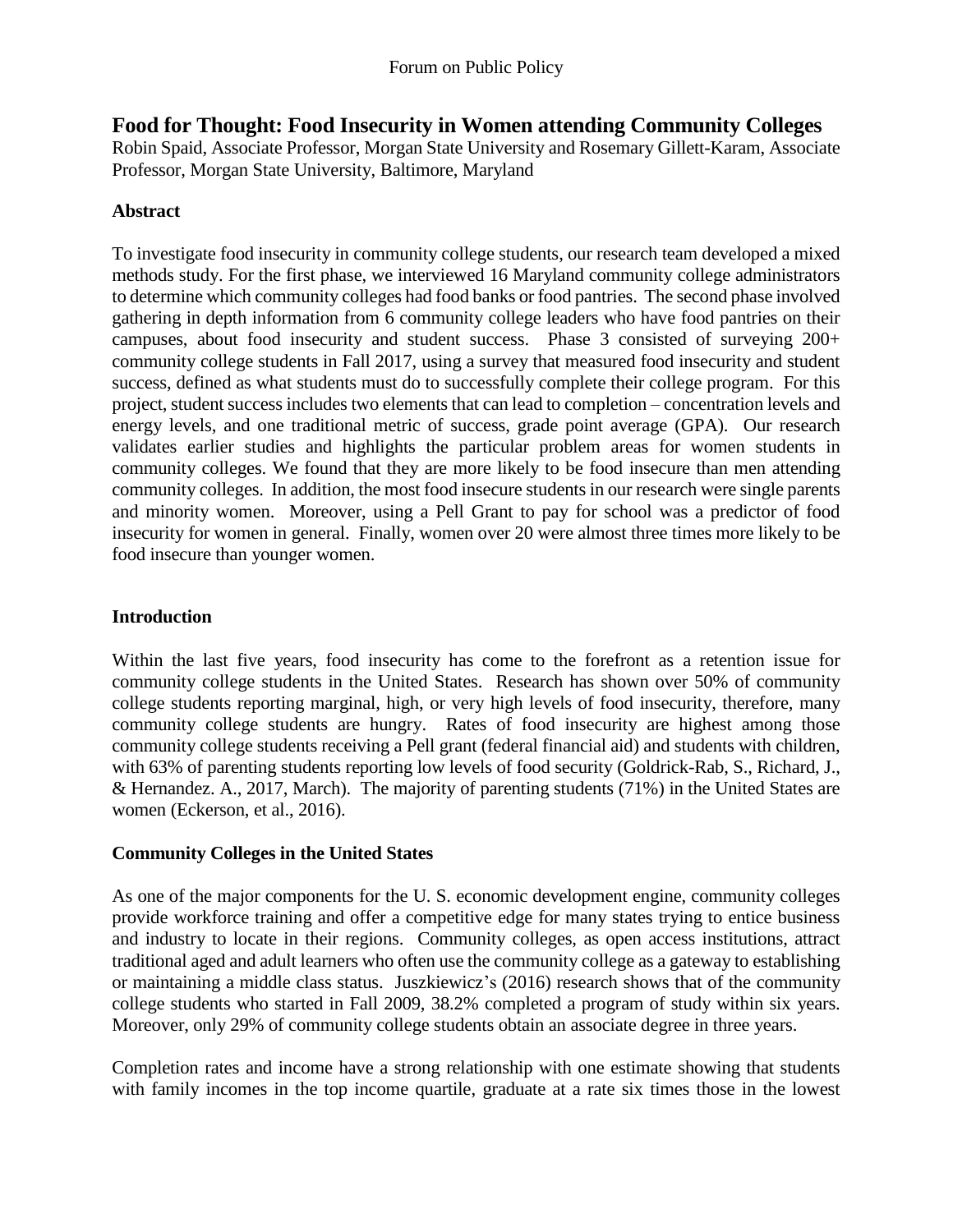# Food for Thought: Food Insecurity in Women attending Community Colleges

Robin Spaid, Associate Professor, Morgan State University and Rosemary Gillett-Karam, Associate Professor, Morgan State University, Baltimore, Maryland

## Abstract

To investigate food insecurity in community college students, our research team developed a mixed methods study. For the first phase, we interviewed 16 Maryland community college administrators to determine which community colleges had food banks or food pantries. The second phase involved gathering in depth information from 6 community college leaders who have food pantries on their campuses, about food insecurity and student success. Phase 3 consisted of surveying 200+ community college students in Fall 2017, using a survey that measured food insecurity and student success, defined as what students must do to successfully complete their college program. For this project, student success includes two elements that can lead to completion – concentration levels and energy levels, and one traditional metric of success, grade point average (GPA). Our research validates earlier studies and highlights the particular problem areas for women students in community colleges. We found that they are more likely to be food insecure than men attending community colleges. In addition, the most food insecure students in our research were single parents and minority women. Moreover, using a Pell Grant to pay for school was a predictor of food insecurity for women in general. Finally, women over 20 were almost three times more likely to be food insecure than younger women.

## Introduction

Within the last five years, food insecurity has come to the forefront as a retention issue for community college students in the United States. Research has shown over 50% of community college students reporting marginal, high, or very high levels of food insecurity, therefore, many community college students are hungry. Rates of food insecurity are highest among those community college students receiving a Pell grant (federal financial aid) and students with children, with 63% of parenting students reporting low levels of food security (Goldrick-Rab, S., Richard, J., & Hernandez. A., 2017, March). The majority of parenting students (71%) in the United States are women (Eckerson, et al., 2016).

## Community Colleges in the United States

As one of the major components for the U. S. economic development engine, community colleges provide workforce training and offer a competitive edge for many states trying to entice business and industry to locate in their regions. Community colleges, as open access institutions, attract traditional aged and adult learners who often use the community college as a gateway to establishing or maintaining a middle class status. Juszkiewicz's (2016) research shows that of the community college students who started in Fall 2009, 38.2% completed a program of study within six years. Moreover, only 29% of community college students obtain an associate degree in three years.

Completion rates and income have a strong relationship with one estimate showing that students with family incomes in the top income quartile, graduate at a rate six times those in the lowest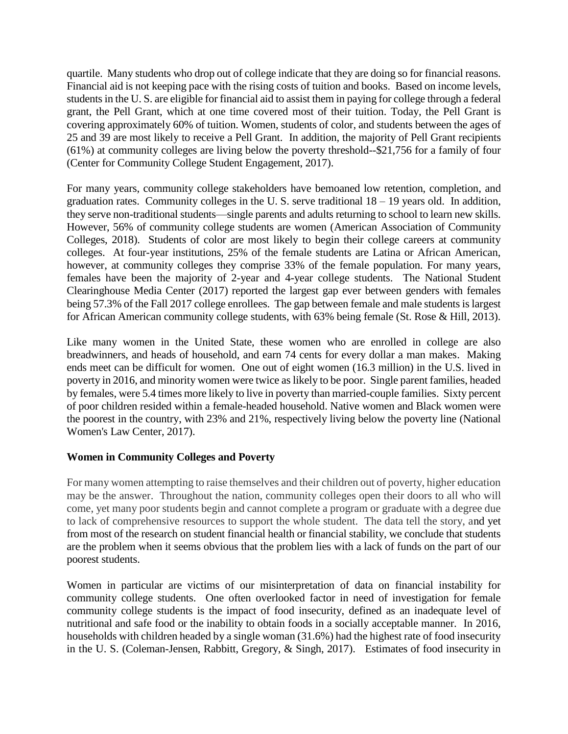quartile. Many students who drop out of college indicate that they are doing so for financial reasons. Financial aid is not keeping pace with the rising costs of tuition and books. Based on income levels, students in the U. S. are eligible for financial aid to assist them in paying for college through a federal grant, the Pell Grant, which at one time covered most of their tuition. Today, the Pell Grant is covering approximately 60% of tuition. Women, students of color, and students between the ages of 25 and 39 are most likely to receive a Pell Grant. In addition, the majority of Pell Grant recipients (61%) at community colleges are living below the poverty threshold--$21,756 for a family of four (Center for Community College Student Engagement, 2017).

For many years, community college stakeholders have bemoaned low retention, completion, and graduation rates. Community colleges in the U. S. serve traditional 18 – 19 years old. In addition, they serve non-traditional students—single parents and adults returning to school to learn new skills. However, 56% of community college students are women (American Association of Community Colleges, 2018). Students of color are most likely to begin their college careers at community colleges. At four-year institutions, 25% of the female students are Latina or African American, however, at community colleges they comprise 33% of the female population. For many years, females have been the majority of 2-year and 4-year college students. The National Student Clearinghouse Media Center (2017) reported the largest gap ever between genders with females being 57.3% of the Fall 2017 college enrollees. The gap between female and male students is largest for African American community college students, with 63% being female (St. Rose & Hill, 2013).

Like many women in the United State, these women who are enrolled in college are also breadwinners, and heads of household, and earn 74 cents for every dollar a man makes. Making ends meet can be difficult for women. One out of eight women (16.3 million) in the U.S. lived in poverty in 2016, and minority women were twice as likely to be poor. Single parent families, headed by females, were 5.4 times more likely to live in poverty than married-couple families. Sixty percent of poor children resided within a female-headed household. Native women and Black women were the poorest in the country, with 23% and 21%, respectively living below the poverty line (National Women's Law Center, 2017).

### Women in Community Colleges and Poverty

For many women attempting to raise themselves and their children out of poverty, higher education may be the answer. Throughout the nation, community colleges open their doors to all who will come, yet many poor students begin and cannot complete a program or graduate with a degree due to lack of comprehensive resources to support the whole student. The data tell the story, and yet from most of the research on student financial health or financial stability, we conclude that students are the problem when it seems obvious that the problem lies with a lack of funds on the part of our poorest students.

Women in particular are victims of our misinterpretation of data on financial instability for community college students. One often overlooked factor in need of investigation for female community college students is the impact of food insecurity, defined as an inadequate level of nutritional and safe food or the inability to obtain foods in a socially acceptable manner. In 2016, households with children headed by a single woman (31.6%) had the highest rate of food insecurity in the U. S. (Coleman-Jensen, Rabbitt, Gregory, & Singh, 2017). Estimates of food insecurity in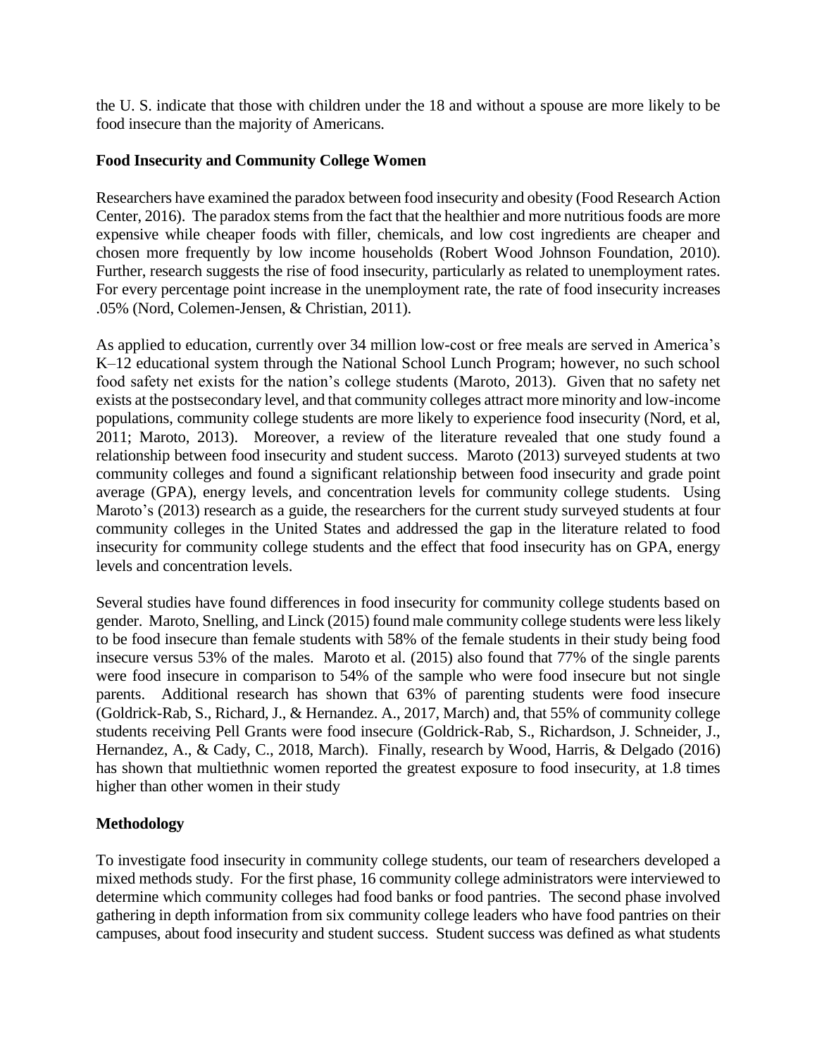the U. S. indicate that those with children under the 18 and without a spouse are more likely to be food insecure than the majority of Americans.

**Food Insecurity and Community College Women**

Researchers have examined the paradox between food insecurity and obesity (Food Research Action Center, 2016). The paradox stems from the fact that the healthier and more nutritious foods are more expensive while cheaper foods with filler, chemicals, and low cost ingredients are cheaper and chosen more frequently by low income households (Robert Wood Johnson Foundation, 2010). Further, research suggests the rise of food insecurity, particularly as related to unemployment rates. For every percentage point increase in the unemployment rate, the rate of food insecurity increases .05% (Nord, Colemen-Jensen, & Christian, 2011).

As applied to education, currently over 34 million low-cost or free meals are served in America's K–12 educational system through the National School Lunch Program; however, no such school food safety net exists for the nation's college students (Maroto, 2013). Given that no safety net exists at the postsecondary level, and that community colleges attract more minority and low-income populations, community college students are more likely to experience food insecurity (Nord, et al, 2011; Maroto, 2013). Moreover, a review of the literature revealed that one study found a relationship between food insecurity and student success. Maroto (2013) surveyed students at two community colleges and found a significant relationship between food insecurity and grade point average (GPA), energy levels, and concentration levels for community college students. Using Maroto's (2013) research as a guide, the researchers for the current study surveyed students at four community colleges in the United States and addressed the gap in the literature related to food insecurity for community college students and the effect that food insecurity has on GPA, energy levels and concentration levels.

Several studies have found differences in food insecurity for community college students based on gender. Maroto, Snelling, and Linck (2015) found male community college students were less likely to be food insecure than female students with 58% of the female students in their study being food insecure versus 53% of the males. Maroto et al. (2015) also found that 77% of the single parents were food insecure in comparison to 54% of the sample who were food insecure but not single parents. Additional research has shown that 63% of parenting students were food insecure (Goldrick-Rab, S., Richard, J., & Hernandez. A., 2017, March) and, that 55% of community college students receiving Pell Grants were food insecure (Goldrick-Rab, S., Richardson, J. Schneider, J., Hernandez, A., & Cady, C., 2018, March). Finally, research by Wood, Harris, & Delgado (2016) has shown that multiethnic women reported the greatest exposure to food insecurity, at 1.8 times higher than other women in their study

**Methodology**

To investigate food insecurity in community college students, our team of researchers developed a mixed methods study. For the first phase, 16 community college administrators were interviewed to determine which community colleges had food banks or food pantries. The second phase involved gathering in depth information from six community college leaders who have food pantries on their campuses, about food insecurity and student success. Student success was defined as what students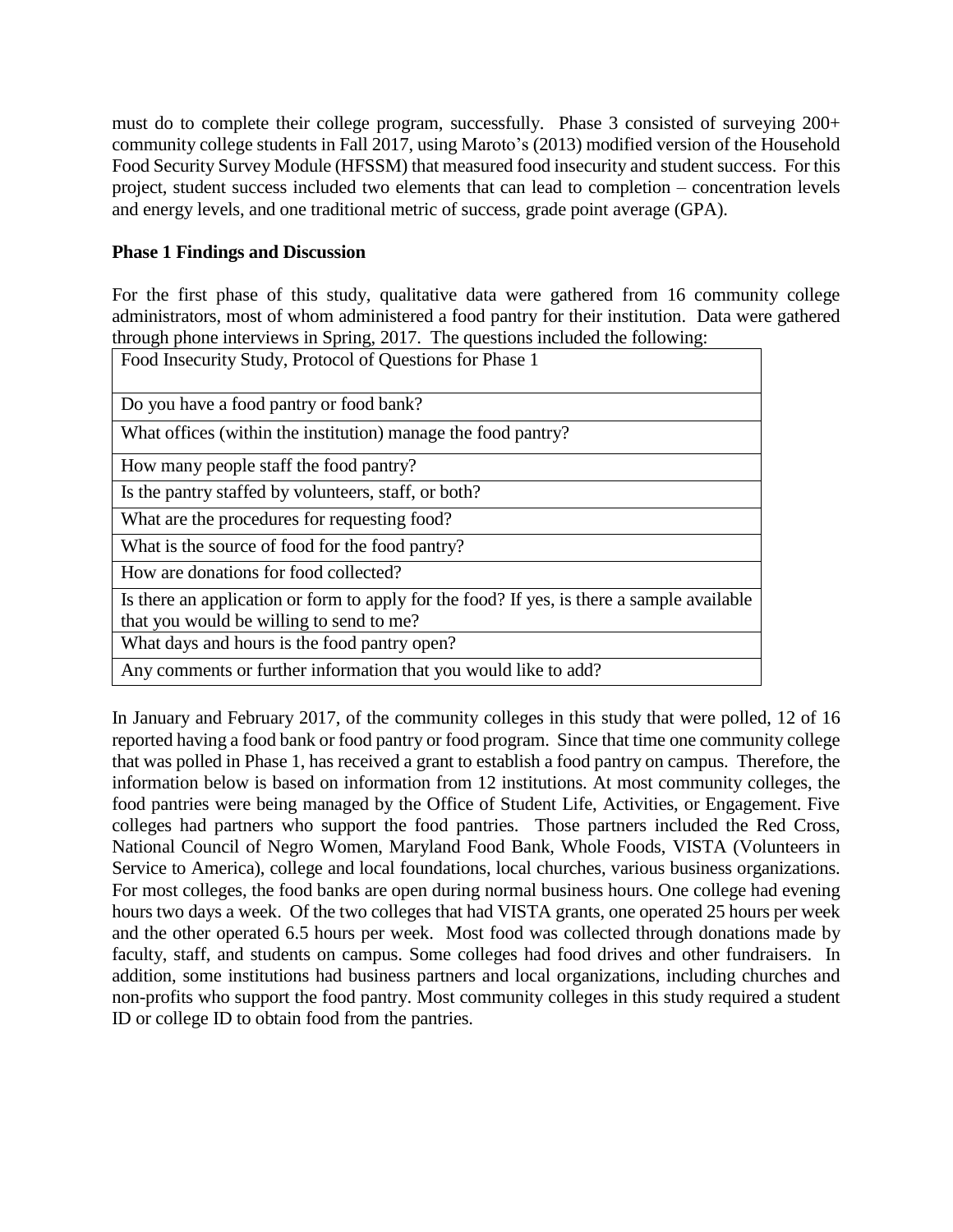must do to complete their college program, successfully. Phase 3 consisted of surveying 200+ community college students in Fall 2017, using Maroto's (2013) modified version of the Household Food Security Survey Module (HFSSM) that measured food insecurity and student success. For this project, student success included two elements that can lead to completion – concentration levels and energy levels, and one traditional metric of success, grade point average (GPA).

**Phase 1 Findings and Discussion**

For the first phase of this study, qualitative data were gathered from 16 community college administrators, most of whom administered a food pantry for their institution. Data were gathered through phone interviews in Spring, 2017. The questions included the following:

| Food Insecurity Study, Protocol of Questions for Phase 1 |
| --- |
| Do you have a food pantry or food bank? |
| What offices (within the institution) manage the food pantry? |
| How many people staff the food pantry? |
| Is the pantry staffed by volunteers, staff, or both? |
| What are the procedures for requesting food? |
| What is the source of food for the food pantry? |
| How are donations for food collected? |
| Is there an application or form to apply for the food? If yes, is there a sample available that you would be willing to send to me? |
| What days and hours is the food pantry open? |
| Any comments or further information that you would like to add? |

In January and February 2017, of the community colleges in this study that were polled, 12 of 16 reported having a food bank or food pantry or food program. Since that time one community college that was polled in Phase 1, has received a grant to establish a food pantry on campus. Therefore, the information below is based on information from 12 institutions. At most community colleges, the food pantries were being managed by the Office of Student Life, Activities, or Engagement. Five colleges had partners who support the food pantries. Those partners included the Red Cross, National Council of Negro Women, Maryland Food Bank, Whole Foods, VISTA (Volunteers in Service to America), college and local foundations, local churches, various business organizations. For most colleges, the food banks are open during normal business hours. One college had evening hours two days a week. Of the two colleges that had VISTA grants, one operated 25 hours per week and the other operated 6.5 hours per week. Most food was collected through donations made by faculty, staff, and students on campus. Some colleges had food drives and other fundraisers. In addition, some institutions had business partners and local organizations, including churches and non-profits who support the food pantry. Most community colleges in this study required a student ID or college ID to obtain food from the pantries.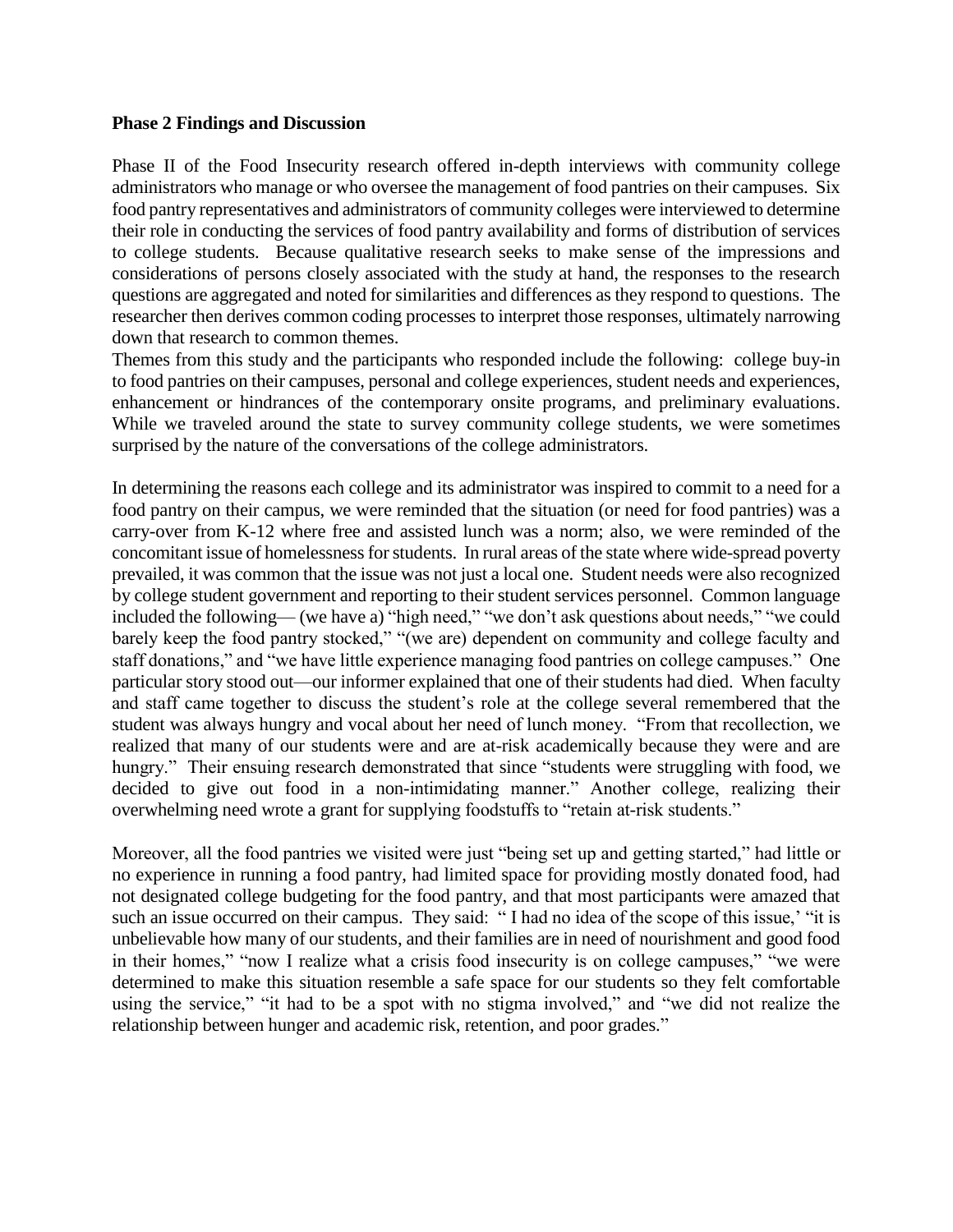**Phase 2 Findings and Discussion**

Phase II of the Food Insecurity research offered in-depth interviews with community college administrators who manage or who oversee the management of food pantries on their campuses. Six food pantry representatives and administrators of community colleges were interviewed to determine their role in conducting the services of food pantry availability and forms of distribution of services to college students. Because qualitative research seeks to make sense of the impressions and considerations of persons closely associated with the study at hand, the responses to the research questions are aggregated and noted for similarities and differences as they respond to questions. The researcher then derives common coding processes to interpret those responses, ultimately narrowing down that research to common themes.

Themes from this study and the participants who responded include the following: college buy-in to food pantries on their campuses, personal and college experiences, student needs and experiences, enhancement or hindrances of the contemporary onsite programs, and preliminary evaluations. While we traveled around the state to survey community college students, we were sometimes surprised by the nature of the conversations of the college administrators.

In determining the reasons each college and its administrator was inspired to commit to a need for a food pantry on their campus, we were reminded that the situation (or need for food pantries) was a carry-over from K-12 where free and assisted lunch was a norm; also, we were reminded of the concomitant issue of homelessness for students. In rural areas of the state where wide-spread poverty prevailed, it was common that the issue was not just a local one. Student needs were also recognized by college student government and reporting to their student services personnel. Common language included the following— (we have a) "high need," "we don't ask questions about needs," "we could barely keep the food pantry stocked," "(we are) dependent on community and college faculty and staff donations," and "we have little experience managing food pantries on college campuses." One particular story stood out—our informer explained that one of their students had died. When faculty and staff came together to discuss the student's role at the college several remembered that the student was always hungry and vocal about her need of lunch money. "From that recollection, we realized that many of our students were and are at-risk academically because they were and are hungry." Their ensuing research demonstrated that since "students were struggling with food, we decided to give out food in a non-intimidating manner." Another college, realizing their overwhelming need wrote a grant for supplying foodstuffs to "retain at-risk students."

Moreover, all the food pantries we visited were just "being set up and getting started," had little or no experience in running a food pantry, had limited space for providing mostly donated food, had not designated college budgeting for the food pantry, and that most participants were amazed that such an issue occurred on their campus. They said: " I had no idea of the scope of this issue,' "it is unbelievable how many of our students, and their families are in need of nourishment and good food in their homes," "now I realize what a crisis food insecurity is on college campuses," "we were determined to make this situation resemble a safe space for our students so they felt comfortable using the service," "it had to be a spot with no stigma involved," and "we did not realize the relationship between hunger and academic risk, retention, and poor grades."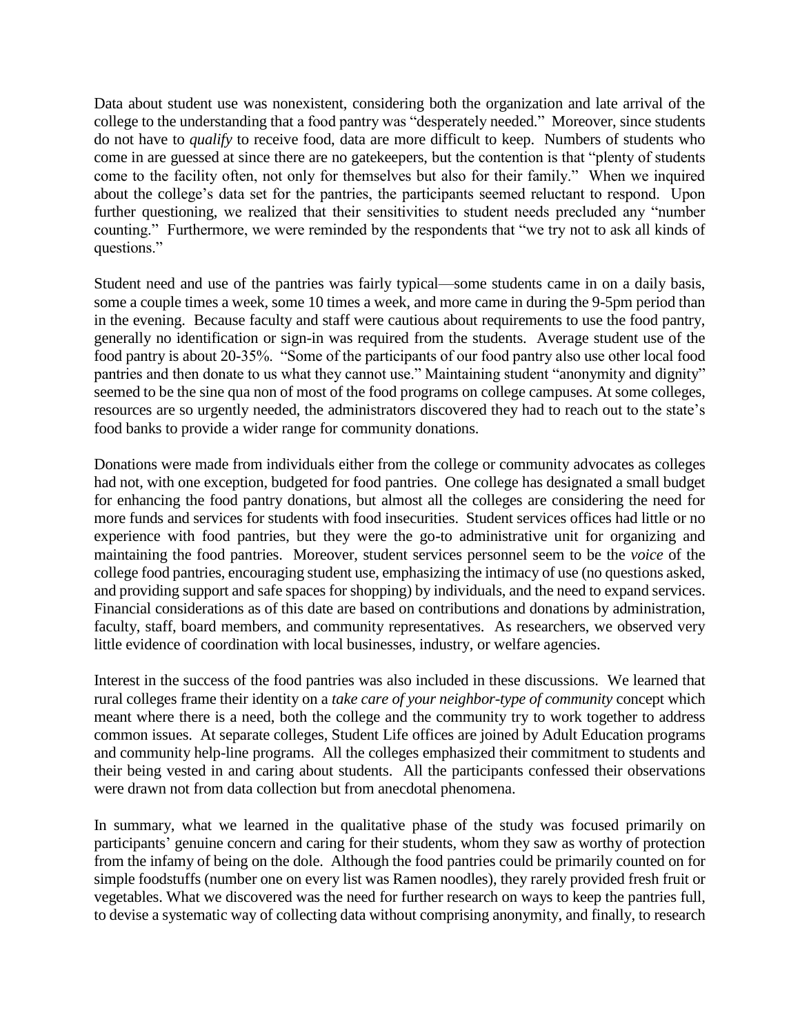Data about student use was nonexistent, considering both the organization and late arrival of the college to the understanding that a food pantry was "desperately needed." Moreover, since students do not have to *qualify* to receive food, data are more difficult to keep. Numbers of students who come in are guessed at since there are no gatekeepers, but the contention is that "plenty of students come to the facility often, not only for themselves but also for their family." When we inquired about the college's data set for the pantries, the participants seemed reluctant to respond. Upon further questioning, we realized that their sensitivities to student needs precluded any "number counting." Furthermore, we were reminded by the respondents that "we try not to ask all kinds of questions."

Student need and use of the pantries was fairly typical—some students came in on a daily basis, some a couple times a week, some 10 times a week, and more came in during the 9-5pm period than in the evening. Because faculty and staff were cautious about requirements to use the food pantry, generally no identification or sign-in was required from the students. Average student use of the food pantry is about 20-35%. "Some of the participants of our food pantry also use other local food pantries and then donate to us what they cannot use." Maintaining student "anonymity and dignity" seemed to be the sine qua non of most of the food programs on college campuses. At some colleges, resources are so urgently needed, the administrators discovered they had to reach out to the state's food banks to provide a wider range for community donations.

Donations were made from individuals either from the college or community advocates as colleges had not, with one exception, budgeted for food pantries. One college has designated a small budget for enhancing the food pantry donations, but almost all the colleges are considering the need for more funds and services for students with food insecurities. Student services offices had little or no experience with food pantries, but they were the go-to administrative unit for organizing and maintaining the food pantries. Moreover, student services personnel seem to be the *voice* of the college food pantries, encouraging student use, emphasizing the intimacy of use (no questions asked, and providing support and safe spaces for shopping) by individuals, and the need to expand services. Financial considerations as of this date are based on contributions and donations by administration, faculty, staff, board members, and community representatives. As researchers, we observed very little evidence of coordination with local businesses, industry, or welfare agencies.

Interest in the success of the food pantries was also included in these discussions. We learned that rural colleges frame their identity on a *take care of your neighbor-type of community* concept which meant where there is a need, both the college and the community try to work together to address common issues. At separate colleges, Student Life offices are joined by Adult Education programs and community help-line programs. All the colleges emphasized their commitment to students and their being vested in and caring about students. All the participants confessed their observations were drawn not from data collection but from anecdotal phenomena.

In summary, what we learned in the qualitative phase of the study was focused primarily on participants' genuine concern and caring for their students, whom they saw as worthy of protection from the infamy of being on the dole. Although the food pantries could be primarily counted on for simple foodstuffs (number one on every list was Ramen noodles), they rarely provided fresh fruit or vegetables. What we discovered was the need for further research on ways to keep the pantries full, to devise a systematic way of collecting data without comprising anonymity, and finally, to research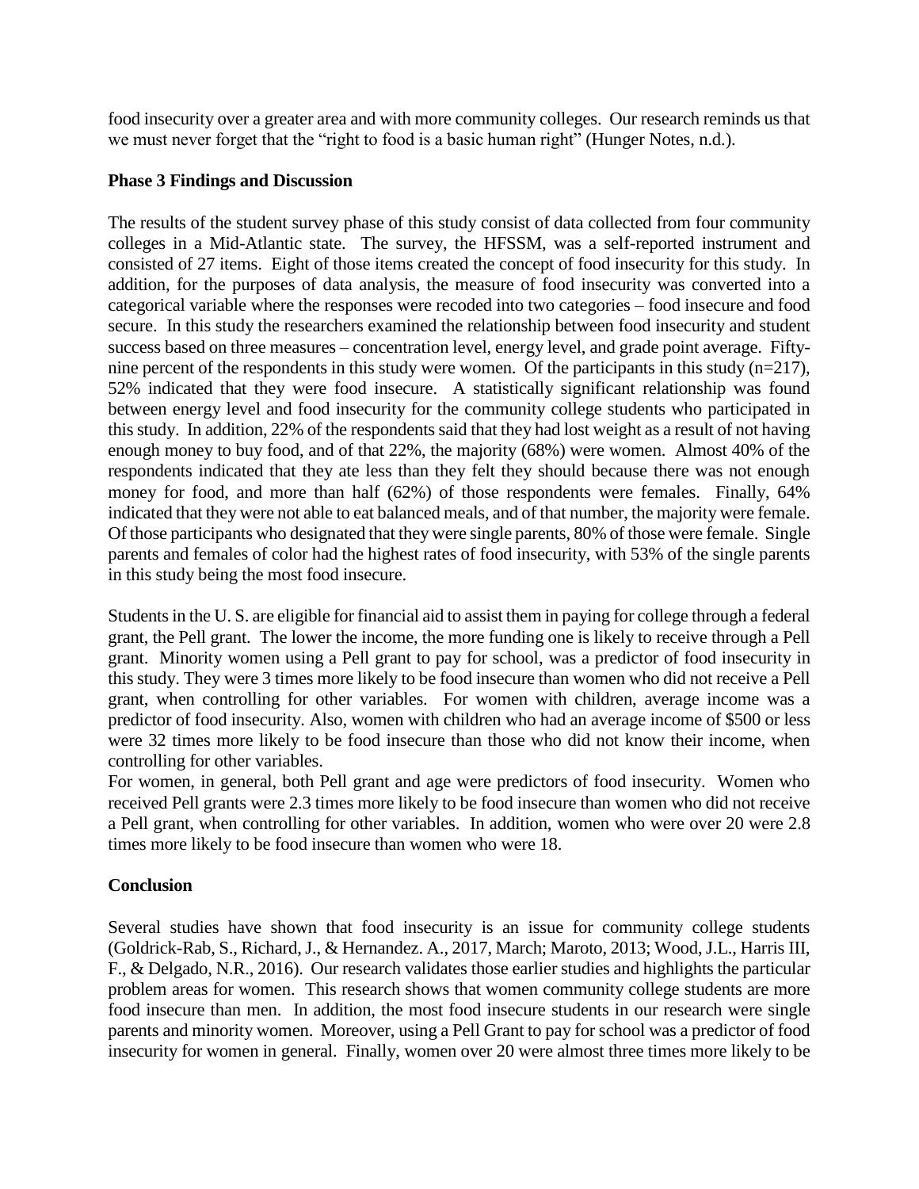food insecurity over a greater area and with more community colleges. Our research reminds us that we must never forget that the "right to food is a basic human right" (Hunger Notes, n.d.).

### Phase 3 Findings and Discussion

The results of the student survey phase of this study consist of data collected from four community colleges in a Mid-Atlantic state. The survey, the HFSSM, was a self-reported instrument and consisted of 27 items. Eight of those items created the concept of food insecurity for this study. In addition, for the purposes of data analysis, the measure of food insecurity was converted into a categorical variable where the responses were recoded into two categories – food insecure and food secure. In this study the researchers examined the relationship between food insecurity and student success based on three measures – concentration level, energy level, and grade point average. Fifty-nine percent of the respondents in this study were women. Of the participants in this study (n=217), 52% indicated that they were food insecure. A statistically significant relationship was found between energy level and food insecurity for the community college students who participated in this study. In addition, 22% of the respondents said that they had lost weight as a result of not having enough money to buy food, and of that 22%, the majority (68%) were women. Almost 40% of the respondents indicated that they ate less than they felt they should because there was not enough money for food, and more than half (62%) of those respondents were females. Finally, 64% indicated that they were not able to eat balanced meals, and of that number, the majority were female. Of those participants who designated that they were single parents, 80% of those were female. Single parents and females of color had the highest rates of food insecurity, with 53% of the single parents in this study being the most food insecure.

Students in the U. S. are eligible for financial aid to assist them in paying for college through a federal grant, the Pell grant. The lower the income, the more funding one is likely to receive through a Pell grant. Minority women using a Pell grant to pay for school, was a predictor of food insecurity in this study. They were 3 times more likely to be food insecure than women who did not receive a Pell grant, when controlling for other variables. For women with children, average income was a predictor of food insecurity. Also, women with children who had an average income of $500 or less were 32 times more likely to be food insecure than those who did not know their income, when controlling for other variables.

For women, in general, both Pell grant and age were predictors of food insecurity. Women who received Pell grants were 2.3 times more likely to be food insecure than women who did not receive a Pell grant, when controlling for other variables. In addition, women who were over 20 were 2.8 times more likely to be food insecure than women who were 18.

### Conclusion

Several studies have shown that food insecurity is an issue for community college students (Goldrick-Rab, S., Richard, J., & Hernandez. A., 2017, March; Maroto, 2013; Wood, J.L., Harris III, F., & Delgado, N.R., 2016). Our research validates those earlier studies and highlights the particular problem areas for women. This research shows that women community college students are more food insecure than men. In addition, the most food insecure students in our research were single parents and minority women. Moreover, using a Pell Grant to pay for school was a predictor of food insecurity for women in general. Finally, women over 20 were almost three times more likely to be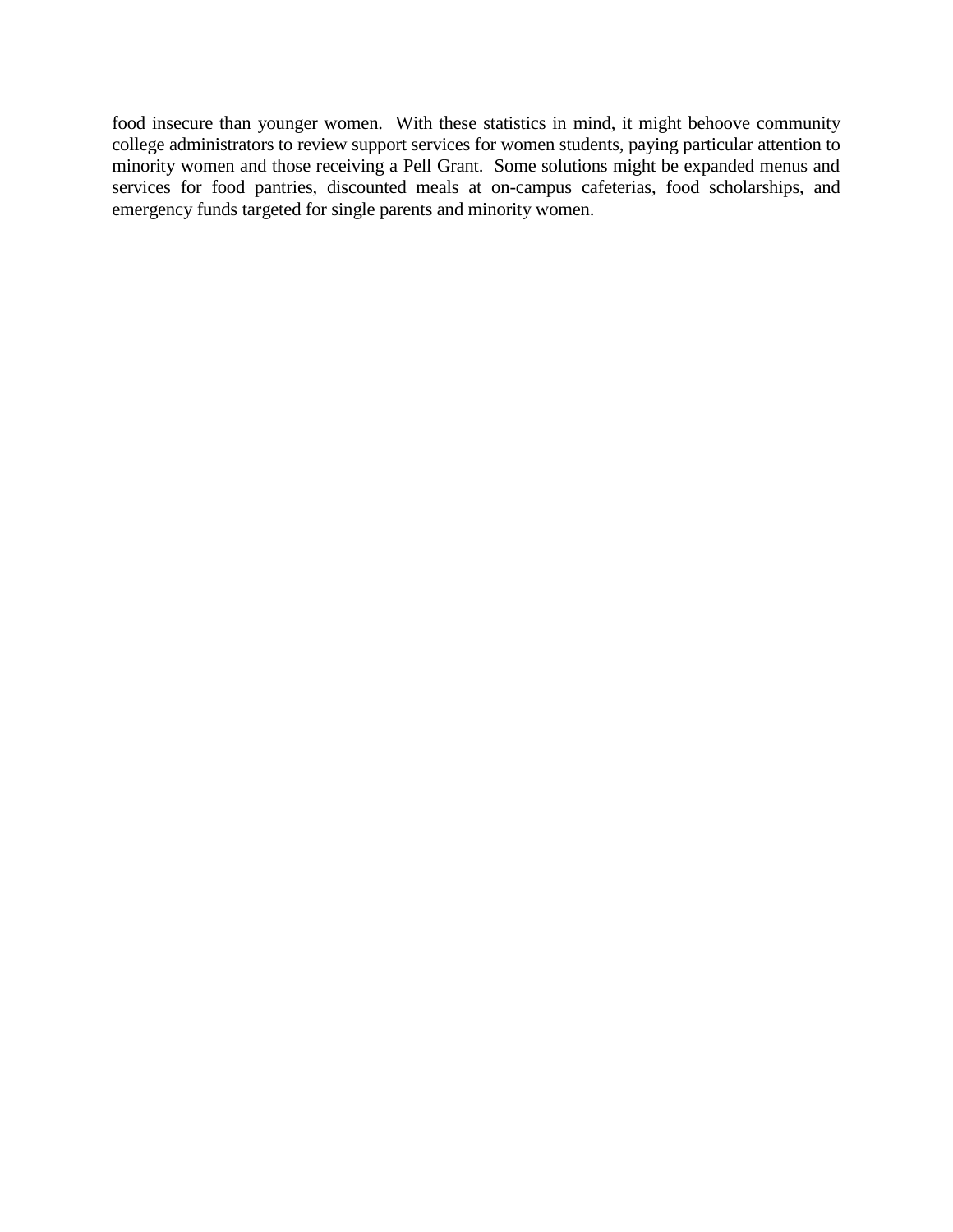food insecure than younger women.  With these statistics in mind, it might behoove community college administrators to review support services for women students, paying particular attention to minority women and those receiving a Pell Grant.  Some solutions might be expanded menus and services for food pantries, discounted meals at on-campus cafeterias, food scholarships, and emergency funds targeted for single parents and minority women.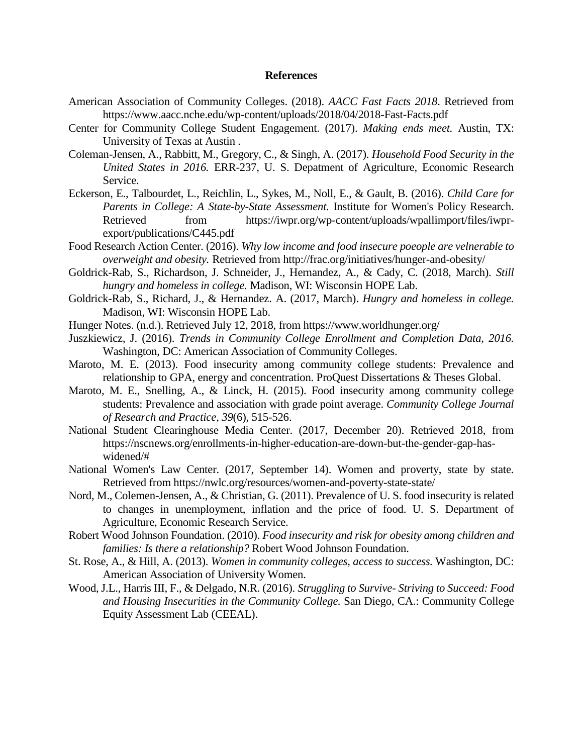**References**

American Association of Community Colleges. (2018). *AACC Fast Facts 2018*. Retrieved from https://www.aacc.nche.edu/wp-content/uploads/2018/04/2018-Fast-Facts.pdf

Center for Community College Student Engagement. (2017). *Making ends meet.* Austin, TX: University of Texas at Austin .

Coleman-Jensen, A., Rabbitt, M., Gregory, C., & Singh, A. (2017). *Household Food Security in the United States in 2016.* ERR-237, U. S. Depatment of Agriculture, Economic Research Service.

Eckerson, E., Talbourdet, L., Reichlin, L., Sykes, M., Noll, E., & Gault, B. (2016). *Child Care for Parents in College: A State-by-State Assessment.* Institute for Women's Policy Research. Retrieved from https://iwpr.org/wp-content/uploads/wpallimport/files/iwpr-export/publications/C445.pdf

Food Research Action Center. (2016). *Why low income and food insecure poeople are velnerable to overweight and obesity.* Retrieved from http://frac.org/initiatives/hunger-and-obesity/

Goldrick-Rab, S., Richardson, J. Schneider, J., Hernandez, A., & Cady, C. (2018, March). *Still hungry and homeless in college.* Madison, WI: Wisconsin HOPE Lab.

Goldrick-Rab, S., Richard, J., & Hernandez. A. (2017, March). *Hungry and homeless in college.* Madison, WI: Wisconsin HOPE Lab.

Hunger Notes. (n.d.). Retrieved July 12, 2018, from https://www.worldhunger.org/

Juszkiewicz, J. (2016). *Trends in Community College Enrollment and Completion Data, 2016.* Washington, DC: American Association of Community Colleges.

Maroto, M. E. (2013). Food insecurity among community college students: Prevalence and relationship to GPA, energy and concentration. ProQuest Dissertations & Theses Global.

Maroto, M. E., Snelling, A., & Linck, H. (2015). Food insecurity among community college students: Prevalence and association with grade point average. *Community College Journal of Research and Practice, 39*(6), 515-526.

National Student Clearinghouse Media Center. (2017, December 20). Retrieved 2018, from https://nscnews.org/enrollments-in-higher-education-are-down-but-the-gender-gap-has-widened/#

National Women's Law Center. (2017, September 14). Women and proverty, state by state. Retrieved from https://nwlc.org/resources/women-and-poverty-state-state/

Nord, M., Colemen-Jensen, A., & Christian, G. (2011). Prevalence of U. S. food insecurity is related to changes in unemployment, inflation and the price of food. U. S. Department of Agriculture, Economic Research Service.

Robert Wood Johnson Foundation. (2010). *Food insecurity and risk for obesity among children and families: Is there a relationship?* Robert Wood Johnson Foundation.

St. Rose, A., & Hill, A. (2013). *Women in community colleges, access to success.* Washington, DC: American Association of University Women.

Wood, J.L., Harris III, F., & Delgado, N.R. (2016). *Struggling to Survive- Striving to Succeed: Food and Housing Insecurities in the Community College.* San Diego, CA.: Community College Equity Assessment Lab (CEEAL).